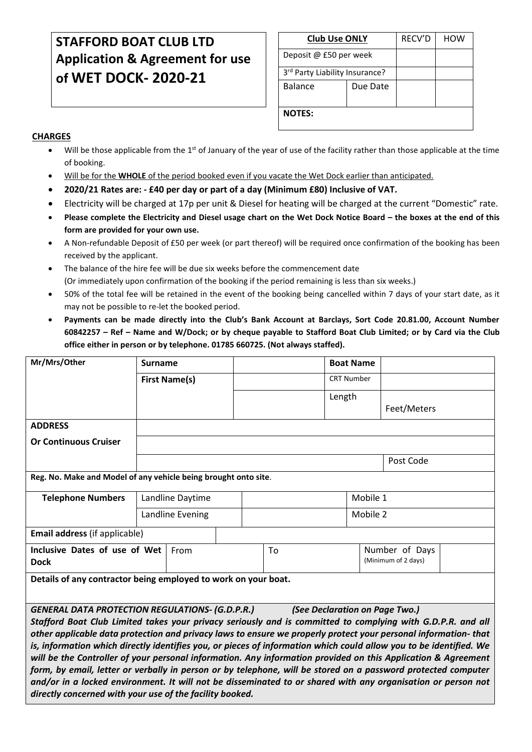# STAFFORD BOAT CLUB LTD Application & Agreement for use of WET DOCK- 2020-21

| Club Use ONLY | | RECV'D | HOW |
|---|---|---|---|
| Deposit @ £50 per week | | | |
| 3rd Party Liability Insurance? | | | |
| Balance | Due Date | | |
| NOTES: | | | |

**CHARGES**

- Will be those applicable from the 1st of January of the year of use of the facility rather than those applicable at the time of booking.
- Will be for the **WHOLE** of the period booked even if you vacate the Wet Dock earlier than anticipated.
- **2020/21 Rates are: - £40 per day or part of a day (Minimum £80) Inclusive of VAT.**
- Electricity will be charged at 17p per unit & Diesel for heating will be charged at the current "Domestic" rate.
- **Please complete the Electricity and Diesel usage chart on the Wet Dock Notice Board – the boxes at the end of this form are provided for your own use.**
- A Non-refundable Deposit of £50 per week (or part thereof) will be required once confirmation of the booking has been received by the applicant.
- The balance of the hire fee will be due six weeks before the commencement date (Or immediately upon confirmation of the booking if the period remaining is less than six weeks.)
- 50% of the total fee will be retained in the event of the booking being cancelled within 7 days of your start date, as it may not be possible to re-let the booked period.
- **Payments can be made directly into the Club's Bank Account at Barclays, Sort Code 20.81.00, Account Number 60842257 – Ref – Name and W/Dock; or by cheque payable to Stafford Boat Club Limited; or by Card via the Club office either in person or by telephone. 01785 660725. (Not always staffed).**

| | | | | |
|---|---|---|---|---|
| **Mr/Mrs/Other** | **Surname** | | **Boat Name** | |
| | **First Name(s)** | | CRT Number | |
| | | | Length | Feet/Meters |
| **ADDRESS** | | | | |
| **Or Continuous Cruiser** | | | | |
| | | | | Post Code |
| **Reg. No. Make and Model of any vehicle being brought onto site**. | | | | |
| **Telephone Numbers** | Landline Daytime | | Mobile 1 | |
| | Landline Evening | | Mobile 2 | |
| **Email address** (if applicable) | | | | |
| **Inclusive Dates of use of Wet Dock** | From | To | Number of Days (Minimum of 2 days) | |
| **Details of any contractor being employed to work on your boat.** | | | | |

***GENERAL DATA PROTECTION REGULATIONS- (G.D.P.R.) (See Declaration on Page Two.)***

***Stafford Boat Club Limited takes your privacy seriously and is committed to complying with G.D.P.R. and all other applicable data protection and privacy laws to ensure we properly protect your personal information- that is, information which directly identifies you, or pieces of information which could allow you to be identified. We will be the Controller of your personal information. Any information provided on this Application & Agreement form, by email, letter or verbally in person or by telephone, will be stored on a password protected computer and/or in a locked environment. It will not be disseminated to or shared with any organisation or person not directly concerned with your use of the facility booked.***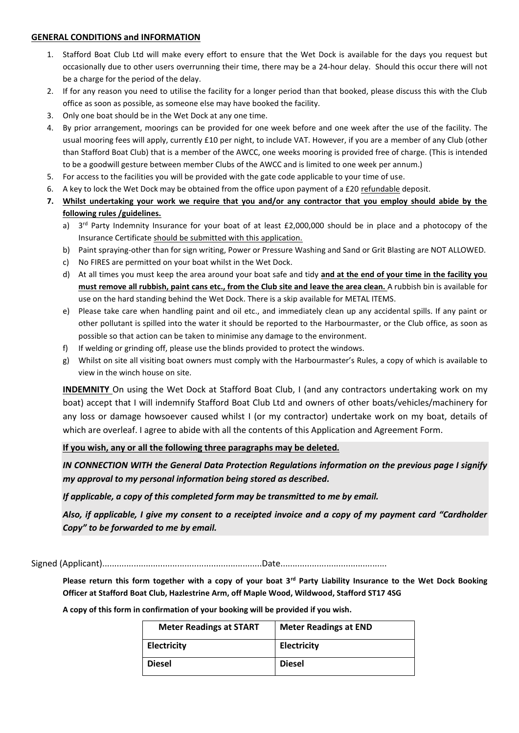## GENERAL CONDITIONS and INFORMATION

1. Stafford Boat Club Ltd will make every effort to ensure that the Wet Dock is available for the days you request but occasionally due to other users overrunning their time, there may be a 24-hour delay. Should this occur there will not be a charge for the period of the delay.
2. If for any reason you need to utilise the facility for a longer period than that booked, please discuss this with the Club office as soon as possible, as someone else may have booked the facility.
3. Only one boat should be in the Wet Dock at any one time.
4. By prior arrangement, moorings can be provided for one week before and one week after the use of the facility. The usual mooring fees will apply, currently £10 per night, to include VAT. However, if you are a member of any Club (other than Stafford Boat Club) that is a member of the AWCC, one weeks mooring is provided free of charge. (This is intended to be a goodwill gesture between member Clubs of the AWCC and is limited to one week per annum.)
5. For access to the facilities you will be provided with the gate code applicable to your time of use.
6. A key to lock the Wet Dock may be obtained from the office upon payment of a £20 refundable deposit.
7. **Whilst undertaking your work we require that you and/or any contractor that you employ should abide by the following rules /guidelines.**
   a) 3rd Party Indemnity Insurance for your boat of at least £2,000,000 should be in place and a photocopy of the Insurance Certificate should be submitted with this application.
   b) Paint spraying-other than for sign writing, Power or Pressure Washing and Sand or Grit Blasting are NOT ALLOWED.
   c) No FIRES are permitted on your boat whilst in the Wet Dock.
   d) At all times you must keep the area around your boat safe and tidy **and at the end of your time in the facility you must remove all rubbish, paint cans etc., from the Club site and leave the area clean.** A rubbish bin is available for use on the hard standing behind the Wet Dock. There is a skip available for METAL ITEMS.
   e) Please take care when handling paint and oil etc., and immediately clean up any accidental spills. If any paint or other pollutant is spilled into the water it should be reported to the Harbourmaster, or the Club office, as soon as possible so that action can be taken to minimise any damage to the environment.
   f) If welding or grinding off, please use the blinds provided to protect the windows.
   g) Whilst on site all visiting boat owners must comply with the Harbourmaster's Rules, a copy of which is available to view in the winch house on site.

**INDEMNITY** On using the Wet Dock at Stafford Boat Club, I (and any contractors undertaking work on my boat) accept that I will indemnify Stafford Boat Club Ltd and owners of other boats/vehicles/machinery for any loss or damage howsoever caused whilst I (or my contractor) undertake work on my boat, details of which are overleaf. I agree to abide with all the contents of this Application and Agreement Form.

**If you wish, any or all the following three paragraphs may be deleted.**

***IN CONNECTION WITH the General Data Protection Regulations information on the previous page I signify my approval to my personal information being stored as described.***

***If applicable, a copy of this completed form may be transmitted to me by email.***

***Also, if applicable, I give my consent to a receipted invoice and a copy of my payment card "Cardholder Copy" to be forwarded to me by email.***

Signed (Applicant)..................................................................Date...........................................

**Please return this form together with a copy of your boat 3rd Party Liability Insurance to the Wet Dock Booking Officer at Stafford Boat Club, Hazlestrine Arm, off Maple Wood, Wildwood, Stafford ST17 4SG**

**A copy of this form in confirmation of your booking will be provided if you wish.**

| Meter Readings at START | Meter Readings at END |
| --- | --- |
| **Electricity** | **Electricity** |
| **Diesel** | **Diesel** |